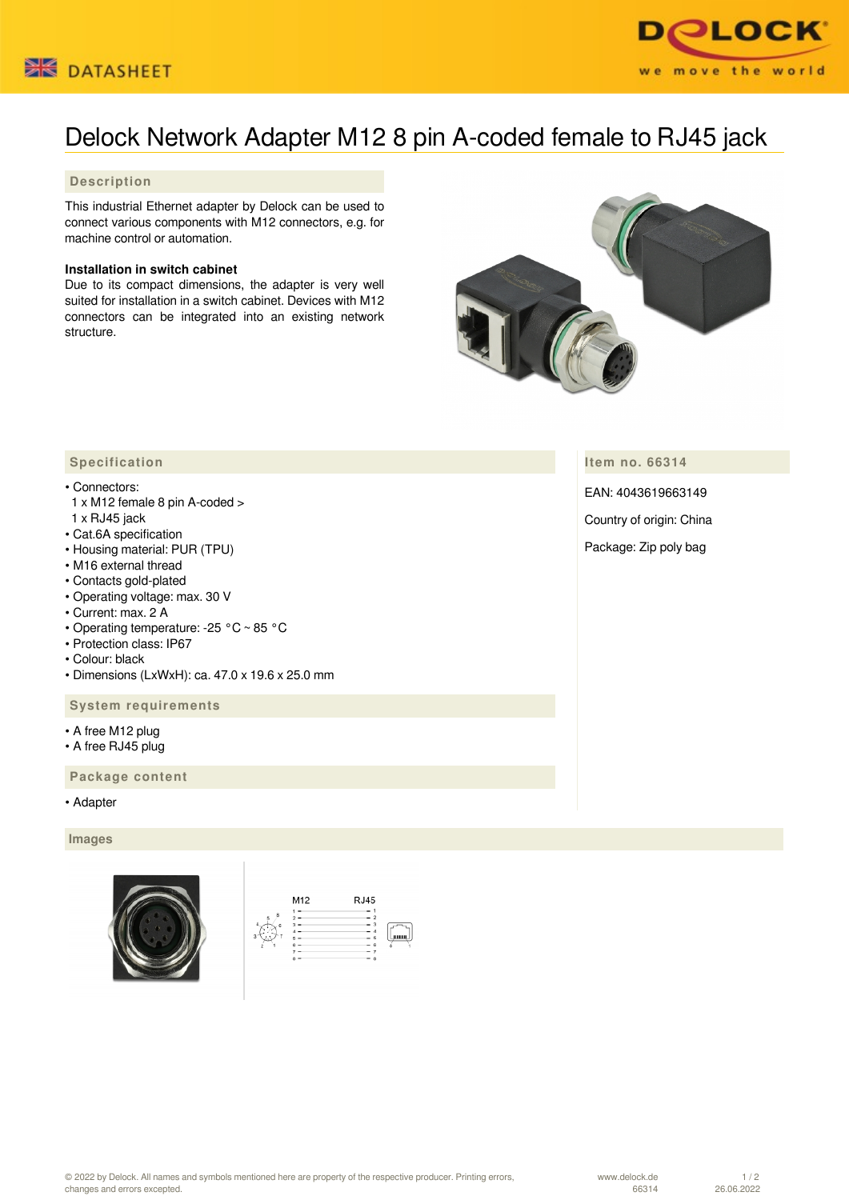# Delock Network Adapter M12 8 pin A-coded female to RJ45 jack

## Description

This industrial Ethernet adapter by Delock can be used to connect various components with M12 connectors, e.g. for machine control or automation.

**Installation in switch cabinet**
Due to its compact dimensions, the adapter is very well suited for installation in a switch cabinet. Devices with M12 connectors can be integrated into an existing network structure.

## Specification

- Connectors:
  1 x M12 female 8 pin A-coded >
  1 x RJ45 jack
- Cat.6A specification
- Housing material: PUR (TPU)
- M16 external thread
- Contacts gold-plated
- Operating voltage: max. 30 V
- Current: max. 2 A
- Operating temperature: -25 °C ~ 85 °C
- Protection class: IP67
- Colour: black
- Dimensions (LxWxH): ca. 47.0 x 19.6 x 25.0 mm

## System requirements

- A free M12 plug
- A free RJ45 plug

## Package content

- Adapter

## Item no. 66314

EAN: 4043619663149

Country of origin: China

Package: Zip poly bag

## Images

© 2022 by Delock. All names and symbols mentioned here are property of the respective producer. Printing errors, changes and errors excepted.

www.delock.de
66314
26.06.2022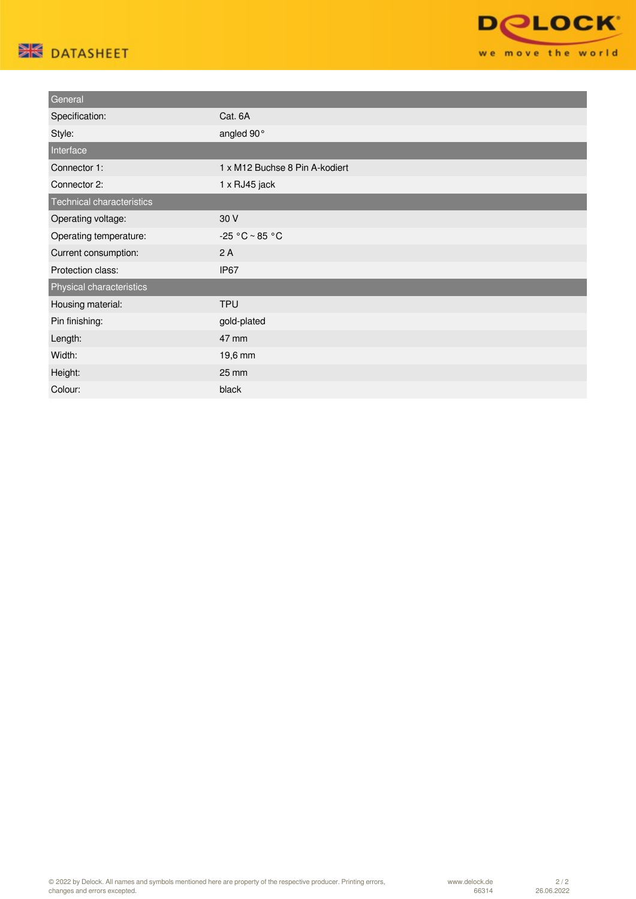| | |
|---|---|
| **General** | |
| Specification: | Cat. 6A |
| Style: | angled 90° |
| **Interface** | |
| Connector 1: | 1 x M12 Buchse 8 Pin A-kodiert |
| Connector 2: | 1 x RJ45 jack |
| **Technical characteristics** | |
| Operating voltage: | 30 V |
| Operating temperature: | -25 °C ~ 85 °C |
| Current consumption: | 2 A |
| Protection class: | IP67 |
| **Physical characteristics** | |
| Housing material: | TPU |
| Pin finishing: | gold-plated |
| Length: | 47 mm |
| Width: | 19,6 mm |
| Height: | 25 mm |
| Colour: | black |